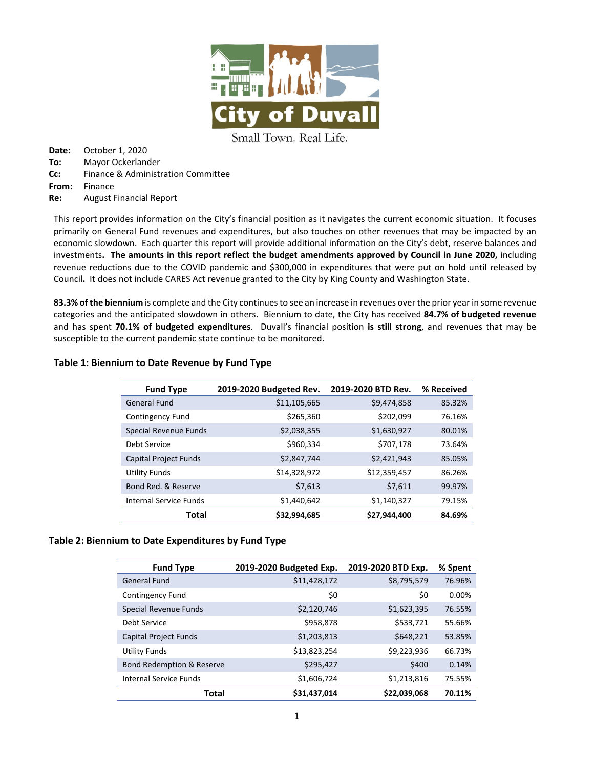City of Duvall

Small Town. Real Life.

**Date:** October 1, 2020
**To:** Mayor Ockerlander
**Cc:** Finance & Administration Committee
**From:** Finance
**Re:** August Financial Report

This report provides information on the City's financial position as it navigates the current economic situation. It focuses primarily on General Fund revenues and expenditures, but also touches on other revenues that may be impacted by an economic slowdown. Each quarter this report will provide additional information on the City's debt, reserve balances and investments**. The amounts in this report reflect the budget amendments approved by Council in June 2020,** including revenue reductions due to the COVID pandemic and $300,000 in expenditures that were put on hold until released by Council**.** It does not include CARES Act revenue granted to the City by King County and Washington State.

**83.3% of the biennium** is complete and the City continues to see an increase in revenues over the prior year in some revenue categories and the anticipated slowdown in others. Biennium to date, the City has received **84.7% of budgeted revenue** and has spent **70.1% of budgeted expenditures**. Duvall's financial position **is still strong**, and revenues that may be susceptible to the current pandemic state continue to be monitored.

### Table 1: Biennium to Date Revenue by Fund Type

| Fund Type | 2019-2020 Budgeted Rev. | 2019-2020 BTD Rev. | % Received |
|---|---:|---:|---:|
| General Fund | $11,105,665 | $9,474,858 | 85.32% |
| Contingency Fund | $265,360 | $202,099 | 76.16% |
| Special Revenue Funds | $2,038,355 | $1,630,927 | 80.01% |
| Debt Service | $960,334 | $707,178 | 73.64% |
| Capital Project Funds | $2,847,744 | $2,421,943 | 85.05% |
| Utility Funds | $14,328,972 | $12,359,457 | 86.26% |
| Bond Red. & Reserve | $7,613 | $7,611 | 99.97% |
| Internal Service Funds | $1,440,642 | $1,140,327 | 79.15% |
| **Total** | **$32,994,685** | **$27,944,400** | **84.69%** |

### Table 2: Biennium to Date Expenditures by Fund Type

| Fund Type | 2019-2020 Budgeted Exp. | 2019-2020 BTD Exp. | % Spent |
|---|---:|---:|---:|
| General Fund | $11,428,172 | $8,795,579 | 76.96% |
| Contingency Fund | $0 | $0 | 0.00% |
| Special Revenue Funds | $2,120,746 | $1,623,395 | 76.55% |
| Debt Service | $958,878 | $533,721 | 55.66% |
| Capital Project Funds | $1,203,813 | $648,221 | 53.85% |
| Utility Funds | $13,823,254 | $9,223,936 | 66.73% |
| Bond Redemption & Reserve | $295,427 | $400 | 0.14% |
| Internal Service Funds | $1,606,724 | $1,213,816 | 75.55% |
| **Total** | **$31,437,014** | **$22,039,068** | **70.11%** |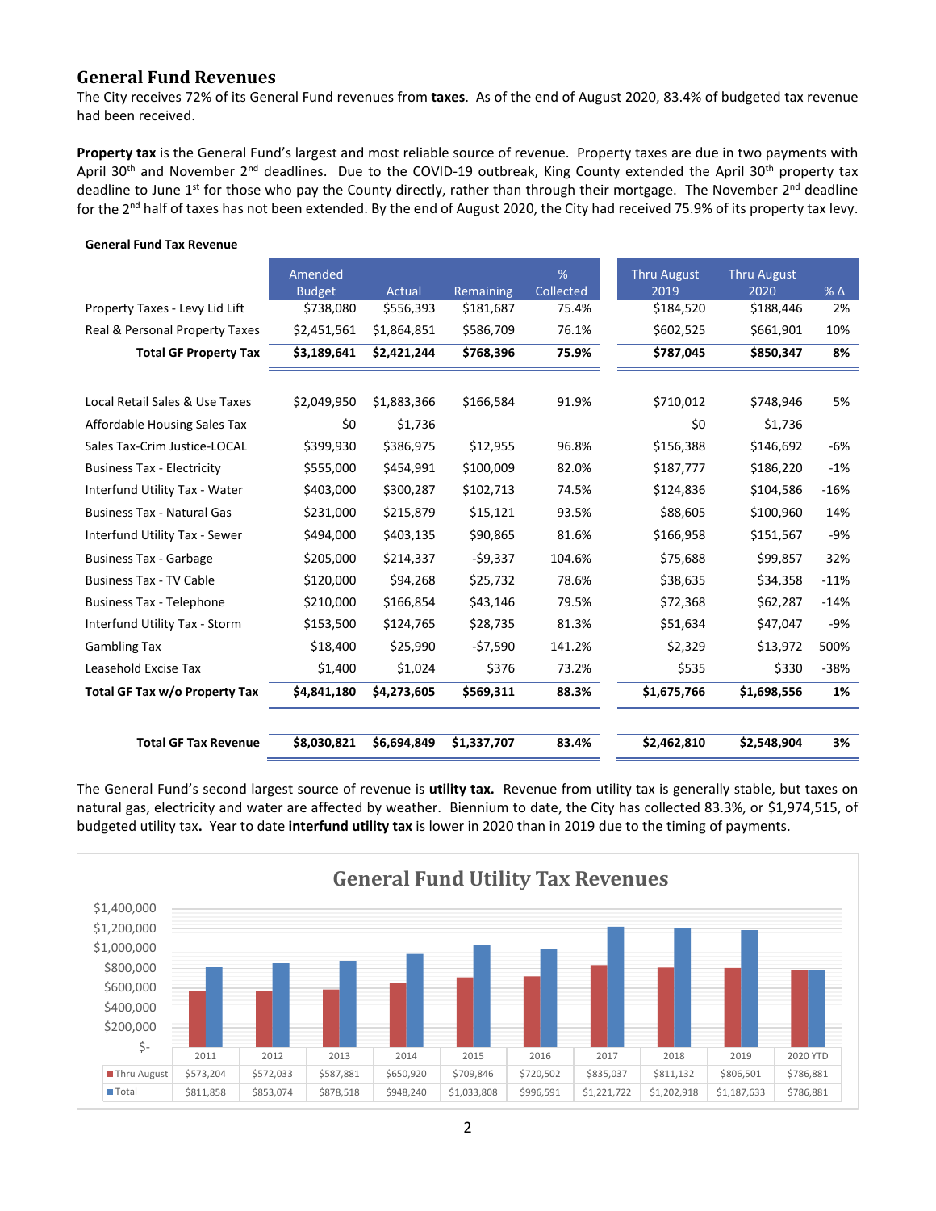## General Fund Revenues

The City receives 72% of its General Fund revenues from **taxes**. As of the end of August 2020, 83.4% of budgeted tax revenue had been received.

**Property tax** is the General Fund's largest and most reliable source of revenue. Property taxes are due in two payments with April 30th and November 2nd deadlines. Due to the COVID-19 outbreak, King County extended the April 30th property tax deadline to June 1st for those who pay the County directly, rather than through their mortgage. The November 2nd deadline for the 2nd half of taxes has not been extended. By the end of August 2020, the City had received 75.9% of its property tax levy.

**General Fund Tax Revenue**

| | Amended Budget | Actual | Remaining | % Collected | Thru August 2019 | Thru August 2020 | % Δ |
|---|---|---|---|---|---|---|---|
| Property Taxes - Levy Lid Lift | $738,080 | $556,393 | $181,687 | 75.4% | $184,520 | $188,446 | 2% |
| Real & Personal Property Taxes | $2,451,561 | $1,864,851 | $586,709 | 76.1% | $602,525 | $661,901 | 10% |
| **Total GF Property Tax** | **$3,189,641** | **$2,421,244** | **$768,396** | **75.9%** | **$787,045** | **$850,347** | **8%** |
| Local Retail Sales & Use Taxes | $2,049,950 | $1,883,366 | $166,584 | 91.9% | $710,012 | $748,946 | 5% |
| Affordable Housing Sales Tax | $0 | $1,736 | | | $0 | $1,736 | |
| Sales Tax-Crim Justice-LOCAL | $399,930 | $386,975 | $12,955 | 96.8% | $156,388 | $146,692 | -6% |
| Business Tax - Electricity | $555,000 | $454,991 | $100,009 | 82.0% | $187,777 | $186,220 | -1% |
| Interfund Utility Tax - Water | $403,000 | $300,287 | $102,713 | 74.5% | $124,836 | $104,586 | -16% |
| Business Tax - Natural Gas | $231,000 | $215,879 | $15,121 | 93.5% | $88,605 | $100,960 | 14% |
| Interfund Utility Tax - Sewer | $494,000 | $403,135 | $90,865 | 81.6% | $166,958 | $151,567 | -9% |
| Business Tax - Garbage | $205,000 | $214,337 | -$9,337 | 104.6% | $75,688 | $99,857 | 32% |
| Business Tax - TV Cable | $120,000 | $94,268 | $25,732 | 78.6% | $38,635 | $34,358 | -11% |
| Business Tax - Telephone | $210,000 | $166,854 | $43,146 | 79.5% | $72,368 | $62,287 | -14% |
| Interfund Utility Tax - Storm | $153,500 | $124,765 | $28,735 | 81.3% | $51,634 | $47,047 | -9% |
| Gambling Tax | $18,400 | $25,990 | -$7,590 | 141.2% | $2,329 | $13,972 | 500% |
| Leasehold Excise Tax | $1,400 | $1,024 | $376 | 73.2% | $535 | $330 | -38% |
| **Total GF Tax w/o Property Tax** | **$4,841,180** | **$4,273,605** | **$569,311** | **88.3%** | **$1,675,766** | **$1,698,556** | **1%** |
| **Total GF Tax Revenue** | **$8,030,821** | **$6,694,849** | **$1,337,707** | **83.4%** | **$2,462,810** | **$2,548,904** | **3%** |

The General Fund's second largest source of revenue is **utility tax.** Revenue from utility tax is generally stable, but taxes on natural gas, electricity and water are affected by weather. Biennium to date, the City has collected 83.3%, or $1,974,515, of budgeted utility tax**.** Year to date **interfund utility tax** is lower in 2020 than in 2019 due to the timing of payments.

**General Fund Utility Tax Revenues**

| | 2011 | 2012 | 2013 | 2014 | 2015 | 2016 | 2017 | 2018 | 2019 | 2020 YTD |
|---|---|---|---|---|---|---|---|---|---|---|
| Thru August | $573,204 | $572,033 | $587,881 | $650,920 | $709,846 | $720,502 | $835,037 | $811,132 | $806,501 | $786,881 |
| Total | $811,858 | $853,074 | $878,518 | $948,240 | $1,033,808 | $996,591 | $1,221,722 | $1,202,918 | $1,187,633 | $786,881 |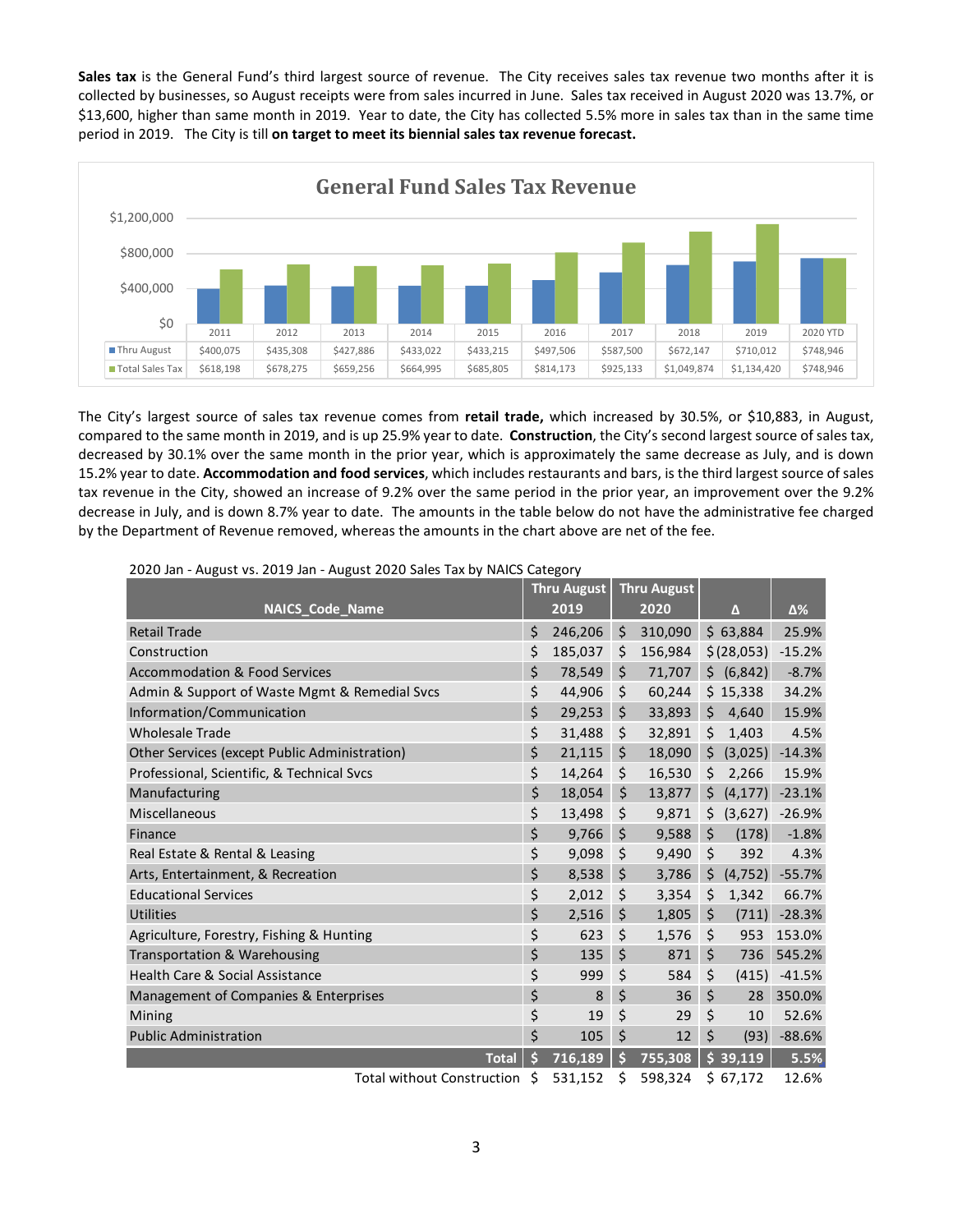**Sales tax** is the General Fund's third largest source of revenue. The City receives sales tax revenue two months after it is collected by businesses, so August receipts were from sales incurred in June. Sales tax received in August 2020 was 13.7%, or $13,600, higher than same month in 2019. Year to date, the City has collected 5.5% more in sales tax than in the same time period in 2019. The City is till **on target to meet its biennial sales tax revenue forecast.**

**General Fund Sales Tax Revenue**

| | 2011 | 2012 | 2013 | 2014 | 2015 | 2016 | 2017 | 2018 | 2019 | 2020 YTD |
|---|---|---|---|---|---|---|---|---|---|---|
| Thru August | $400,075 | $435,308 | $427,886 | $433,022 | $433,215 | $497,506 | $587,500 | $672,147 | $710,012 | $748,946 |
| Total Sales Tax | $618,198 | $678,275 | $659,256 | $664,995 | $685,805 | $814,173 | $925,133 | $1,049,874 | $1,134,420 | $748,946 |

The City's largest source of sales tax revenue comes from **retail trade,** which increased by 30.5%, or $10,883, in August, compared to the same month in 2019, and is up 25.9% year to date. **Construction**, the City's second largest source of sales tax, decreased by 30.1% over the same month in the prior year, which is approximately the same decrease as July, and is down 15.2% year to date. **Accommodation and food services**, which includes restaurants and bars, is the third largest source of sales tax revenue in the City, showed an increase of 9.2% over the same period in the prior year, an improvement over the 9.2% decrease in July, and is down 8.7% year to date. The amounts in the table below do not have the administrative fee charged by the Department of Revenue removed, whereas the amounts in the chart above are net of the fee.

2020 Jan - August vs. 2019 Jan - August 2020 Sales Tax by NAICS Category

| NAICS_Code_Name | Thru August 2019 | Thru August 2020 | Δ | Δ% |
|---|---|---|---|---|
| Retail Trade | $ 246,206 | $ 310,090 | $ 63,884 | 25.9% |
| Construction | $ 185,037 | $ 156,984 | $ (28,053) | -15.2% |
| Accommodation & Food Services | $ 78,549 | $ 71,707 | $ (6,842) | -8.7% |
| Admin & Support of Waste Mgmt & Remedial Svcs | $ 44,906 | $ 60,244 | $ 15,338 | 34.2% |
| Information/Communication | $ 29,253 | $ 33,893 | $ 4,640 | 15.9% |
| Wholesale Trade | $ 31,488 | $ 32,891 | $ 1,403 | 4.5% |
| Other Services (except Public Administration) | $ 21,115 | $ 18,090 | $ (3,025) | -14.3% |
| Professional, Scientific, & Technical Svcs | $ 14,264 | $ 16,530 | $ 2,266 | 15.9% |
| Manufacturing | $ 18,054 | $ 13,877 | $ (4,177) | -23.1% |
| Miscellaneous | $ 13,498 | $ 9,871 | $ (3,627) | -26.9% |
| Finance | $ 9,766 | $ 9,588 | $ (178) | -1.8% |
| Real Estate & Rental & Leasing | $ 9,098 | $ 9,490 | $ 392 | 4.3% |
| Arts, Entertainment, & Recreation | $ 8,538 | $ 3,786 | $ (4,752) | -55.7% |
| Educational Services | $ 2,012 | $ 3,354 | $ 1,342 | 66.7% |
| Utilities | $ 2,516 | $ 1,805 | $ (711) | -28.3% |
| Agriculture, Forestry, Fishing & Hunting | $ 623 | $ 1,576 | $ 953 | 153.0% |
| Transportation & Warehousing | $ 135 | $ 871 | $ 736 | 545.2% |
| Health Care & Social Assistance | $ 999 | $ 584 | $ (415) | -41.5% |
| Management of Companies & Enterprises | $ 8 | $ 36 | $ 28 | 350.0% |
| Mining | $ 19 | $ 29 | $ 10 | 52.6% |
| Public Administration | $ 105 | $ 12 | $ (93) | -88.6% |
| **Total** | **$ 716,189** | **$ 755,308** | **$ 39,119** | **5.5%** |
| Total without Construction | $ 531,152 | $ 598,324 | $ 67,172 | 12.6% |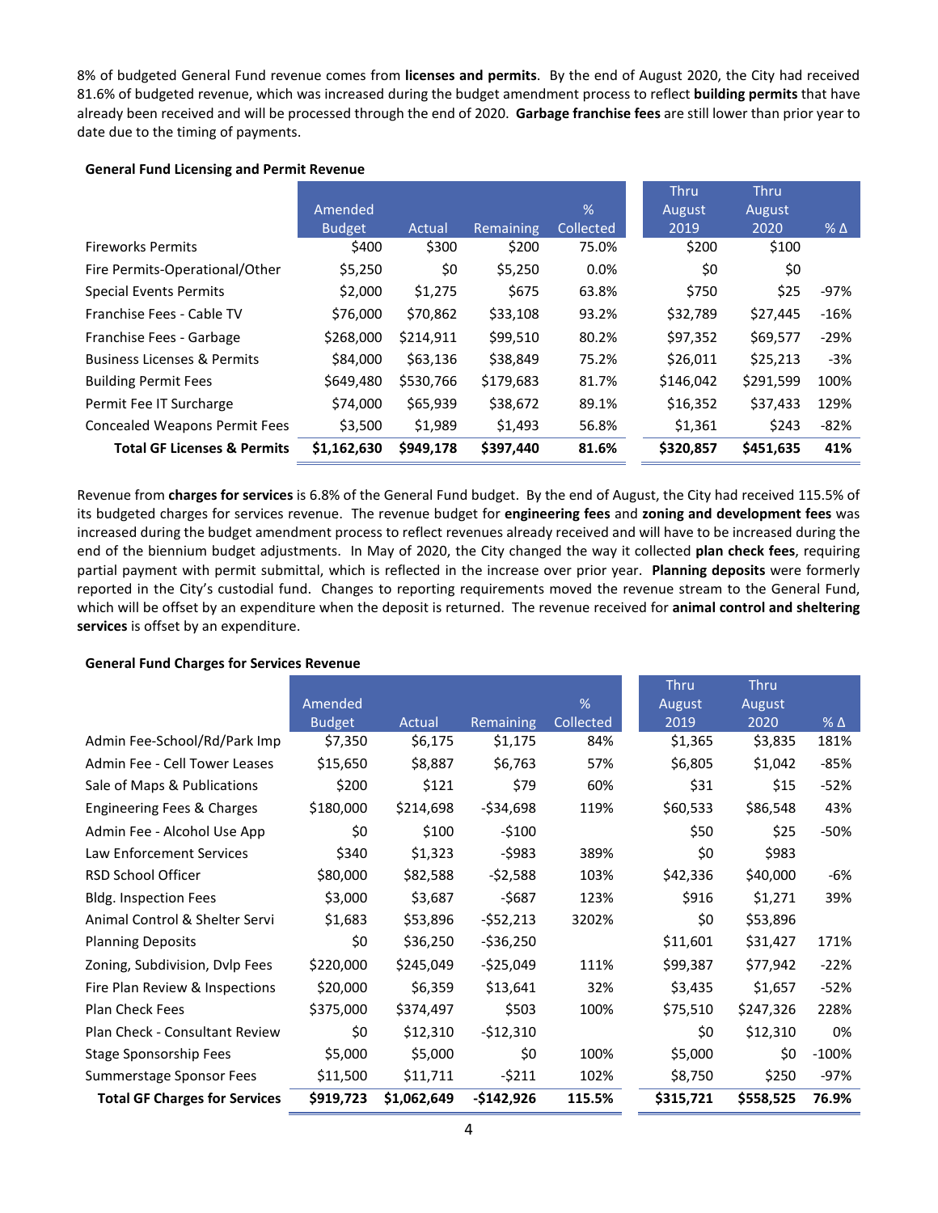8% of budgeted General Fund revenue comes from **licenses and permits**. By the end of August 2020, the City had received 81.6% of budgeted revenue, which was increased during the budget amendment process to reflect **building permits** that have already been received and will be processed through the end of 2020. **Garbage franchise fees** are still lower than prior year to date due to the timing of payments.

**General Fund Licensing and Permit Revenue**

| | Amended Budget | Actual | Remaining | % Collected | Thru August 2019 | Thru August 2020 | % Δ |
|---|---|---|---|---|---|---|---|
| Fireworks Permits | $400 | $300 | $200 | 75.0% | $200 | $100 | |
| Fire Permits-Operational/Other | $5,250 | $0 | $5,250 | 0.0% | $0 | $0 | |
| Special Events Permits | $2,000 | $1,275 | $675 | 63.8% | $750 | $25 | -97% |
| Franchise Fees - Cable TV | $76,000 | $70,862 | $33,108 | 93.2% | $32,789 | $27,445 | -16% |
| Franchise Fees - Garbage | $268,000 | $214,911 | $99,510 | 80.2% | $97,352 | $69,577 | -29% |
| Business Licenses & Permits | $84,000 | $63,136 | $38,849 | 75.2% | $26,011 | $25,213 | -3% |
| Building Permit Fees | $649,480 | $530,766 | $179,683 | 81.7% | $146,042 | $291,599 | 100% |
| Permit Fee IT Surcharge | $74,000 | $65,939 | $38,672 | 89.1% | $16,352 | $37,433 | 129% |
| Concealed Weapons Permit Fees | $3,500 | $1,989 | $1,493 | 56.8% | $1,361 | $243 | -82% |
| **Total GF Licenses & Permits** | **$1,162,630** | **$949,178** | **$397,440** | **81.6%** | **$320,857** | **$451,635** | **41%** |

Revenue from **charges for services** is 6.8% of the General Fund budget. By the end of August, the City had received 115.5% of its budgeted charges for services revenue. The revenue budget for **engineering fees** and **zoning and development fees** was increased during the budget amendment process to reflect revenues already received and will have to be increased during the end of the biennium budget adjustments. In May of 2020, the City changed the way it collected **plan check fees**, requiring partial payment with permit submittal, which is reflected in the increase over prior year. **Planning deposits** were formerly reported in the City's custodial fund. Changes to reporting requirements moved the revenue stream to the General Fund, which will be offset by an expenditure when the deposit is returned. The revenue received for **animal control and sheltering services** is offset by an expenditure.

**General Fund Charges for Services Revenue**

| | Amended Budget | Actual | Remaining | % Collected | Thru August 2019 | Thru August 2020 | % Δ |
|---|---|---|---|---|---|---|---|
| Admin Fee-School/Rd/Park Imp | $7,350 | $6,175 | $1,175 | 84% | $1,365 | $3,835 | 181% |
| Admin Fee - Cell Tower Leases | $15,650 | $8,887 | $6,763 | 57% | $6,805 | $1,042 | -85% |
| Sale of Maps & Publications | $200 | $121 | $79 | 60% | $31 | $15 | -52% |
| Engineering Fees & Charges | $180,000 | $214,698 | -$34,698 | 119% | $60,533 | $86,548 | 43% |
| Admin Fee - Alcohol Use App | $0 | $100 | -$100 | | $50 | $25 | -50% |
| Law Enforcement Services | $340 | $1,323 | -$983 | 389% | $0 | $983 | |
| RSD School Officer | $80,000 | $82,588 | -$2,588 | 103% | $42,336 | $40,000 | -6% |
| Bldg. Inspection Fees | $3,000 | $3,687 | -$687 | 123% | $916 | $1,271 | 39% |
| Animal Control & Shelter Servi | $1,683 | $53,896 | -$52,213 | 3202% | $0 | $53,896 | |
| Planning Deposits | $0 | $36,250 | -$36,250 | | $11,601 | $31,427 | 171% |
| Zoning, Subdivision, Dvlp Fees | $220,000 | $245,049 | -$25,049 | 111% | $99,387 | $77,942 | -22% |
| Fire Plan Review & Inspections | $20,000 | $6,359 | $13,641 | 32% | $3,435 | $1,657 | -52% |
| Plan Check Fees | $375,000 | $374,497 | $503 | 100% | $75,510 | $247,326 | 228% |
| Plan Check - Consultant Review | $0 | $12,310 | -$12,310 | | $0 | $12,310 | 0% |
| Stage Sponsorship Fees | $5,000 | $5,000 | $0 | 100% | $5,000 | $0 | -100% |
| Summerstage Sponsor Fees | $11,500 | $11,711 | -$211 | 102% | $8,750 | $250 | -97% |
| **Total GF Charges for Services** | **$919,723** | **$1,062,649** | **-$142,926** | **115.5%** | **$315,721** | **$558,525** | **76.9%** |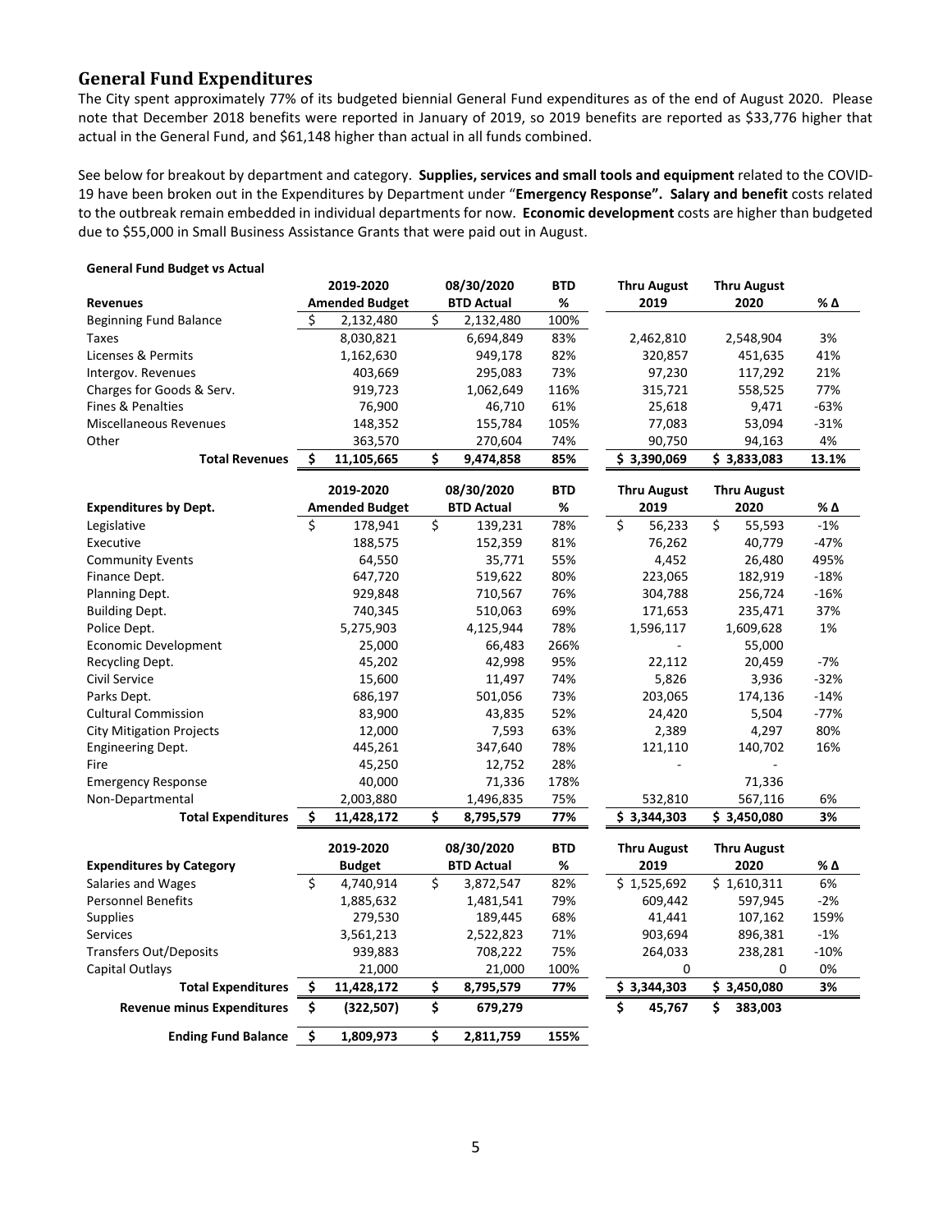## General Fund Expenditures

The City spent approximately 77% of its budgeted biennial General Fund expenditures as of the end of August 2020. Please note that December 2018 benefits were reported in January of 2019, so 2019 benefits are reported as $33,776 higher that actual in the General Fund, and $61,148 higher than actual in all funds combined.

See below for breakout by department and category. **Supplies, services and small tools and equipment** related to the COVID-19 have been broken out in the Expenditures by Department under "**Emergency Response". Salary and benefit** costs related to the outbreak remain embedded in individual departments for now. **Economic development** costs are higher than budgeted due to $55,000 in Small Business Assistance Grants that were paid out in August.

**General Fund Budget vs Actual**

| Revenues | 2019-2020 Amended Budget | 08/30/2020 BTD Actual | BTD % | Thru August 2019 | Thru August 2020 | % Δ |
|---|---|---|---|---|---|---|
| Beginning Fund Balance | $ 2,132,480 | $ 2,132,480 | 100% | | | |
| Taxes | 8,030,821 | 6,694,849 | 83% | 2,462,810 | 2,548,904 | 3% |
| Licenses & Permits | 1,162,630 | 949,178 | 82% | 320,857 | 451,635 | 41% |
| Intergov. Revenues | 403,669 | 295,083 | 73% | 97,230 | 117,292 | 21% |
| Charges for Goods & Serv. | 919,723 | 1,062,649 | 116% | 315,721 | 558,525 | 77% |
| Fines & Penalties | 76,900 | 46,710 | 61% | 25,618 | 9,471 | -63% |
| Miscellaneous Revenues | 148,352 | 155,784 | 105% | 77,083 | 53,094 | -31% |
| Other | 363,570 | 270,604 | 74% | 90,750 | 94,163 | 4% |
| **Total Revenues** | **$ 11,105,665** | **$ 9,474,858** | **85%** | **$ 3,390,069** | **$ 3,833,083** | **13.1%** |

| Expenditures by Dept. | 2019-2020 Amended Budget | 08/30/2020 BTD Actual | BTD % | Thru August 2019 | Thru August 2020 | % Δ |
|---|---|---|---|---|---|---|
| Legislative | $ 178,941 | $ 139,231 | 78% | $ 56,233 | $ 55,593 | -1% |
| Executive | 188,575 | 152,359 | 81% | 76,262 | 40,779 | -47% |
| Community Events | 64,550 | 35,771 | 55% | 4,452 | 26,480 | 495% |
| Finance Dept. | 647,720 | 519,622 | 80% | 223,065 | 182,919 | -18% |
| Planning Dept. | 929,848 | 710,567 | 76% | 304,788 | 256,724 | -16% |
| Building Dept. | 740,345 | 510,063 | 69% | 171,653 | 235,471 | 37% |
| Police Dept. | 5,275,903 | 4,125,944 | 78% | 1,596,117 | 1,609,628 | 1% |
| Economic Development | 25,000 | 66,483 | 266% | - | 55,000 | |
| Recycling Dept. | 45,202 | 42,998 | 95% | 22,112 | 20,459 | -7% |
| Civil Service | 15,600 | 11,497 | 74% | 5,826 | 3,936 | -32% |
| Parks Dept. | 686,197 | 501,056 | 73% | 203,065 | 174,136 | -14% |
| Cultural Commission | 83,900 | 43,835 | 52% | 24,420 | 5,504 | -77% |
| City Mitigation Projects | 12,000 | 7,593 | 63% | 2,389 | 4,297 | 80% |
| Engineering Dept. | 445,261 | 347,640 | 78% | 121,110 | 140,702 | 16% |
| Fire | 45,250 | 12,752 | 28% | - | - | |
| Emergency Response | 40,000 | 71,336 | 178% | | 71,336 | |
| Non-Departmental | 2,003,880 | 1,496,835 | 75% | 532,810 | 567,116 | 6% |
| **Total Expenditures** | **$ 11,428,172** | **$ 8,795,579** | **77%** | **$ 3,344,303** | **$ 3,450,080** | **3%** |

| Expenditures by Category | 2019-2020 Budget | 08/30/2020 BTD Actual | BTD % | Thru August 2019 | Thru August 2020 | % Δ |
|---|---|---|---|---|---|---|
| Salaries and Wages | $ 4,740,914 | $ 3,872,547 | 82% | $ 1,525,692 | $ 1,610,311 | 6% |
| Personnel Benefits | 1,885,632 | 1,481,541 | 79% | 609,442 | 597,945 | -2% |
| Supplies | 279,530 | 189,445 | 68% | 41,441 | 107,162 | 159% |
| Services | 3,561,213 | 2,522,823 | 71% | 903,694 | 896,381 | -1% |
| Transfers Out/Deposits | 939,883 | 708,222 | 75% | 264,033 | 238,281 | -10% |
| Capital Outlays | 21,000 | 21,000 | 100% | 0 | 0 | 0% |
| **Total Expenditures** | **$ 11,428,172** | **$ 8,795,579** | **77%** | **$ 3,344,303** | **$ 3,450,080** | **3%** |
| **Revenue minus Expenditures** | **$ (322,507)** | **$ 679,279** | | **$ 45,767** | **$ 383,003** | |
| **Ending Fund Balance** | **$ 1,809,973** | **$ 2,811,759** | **155%** | | | |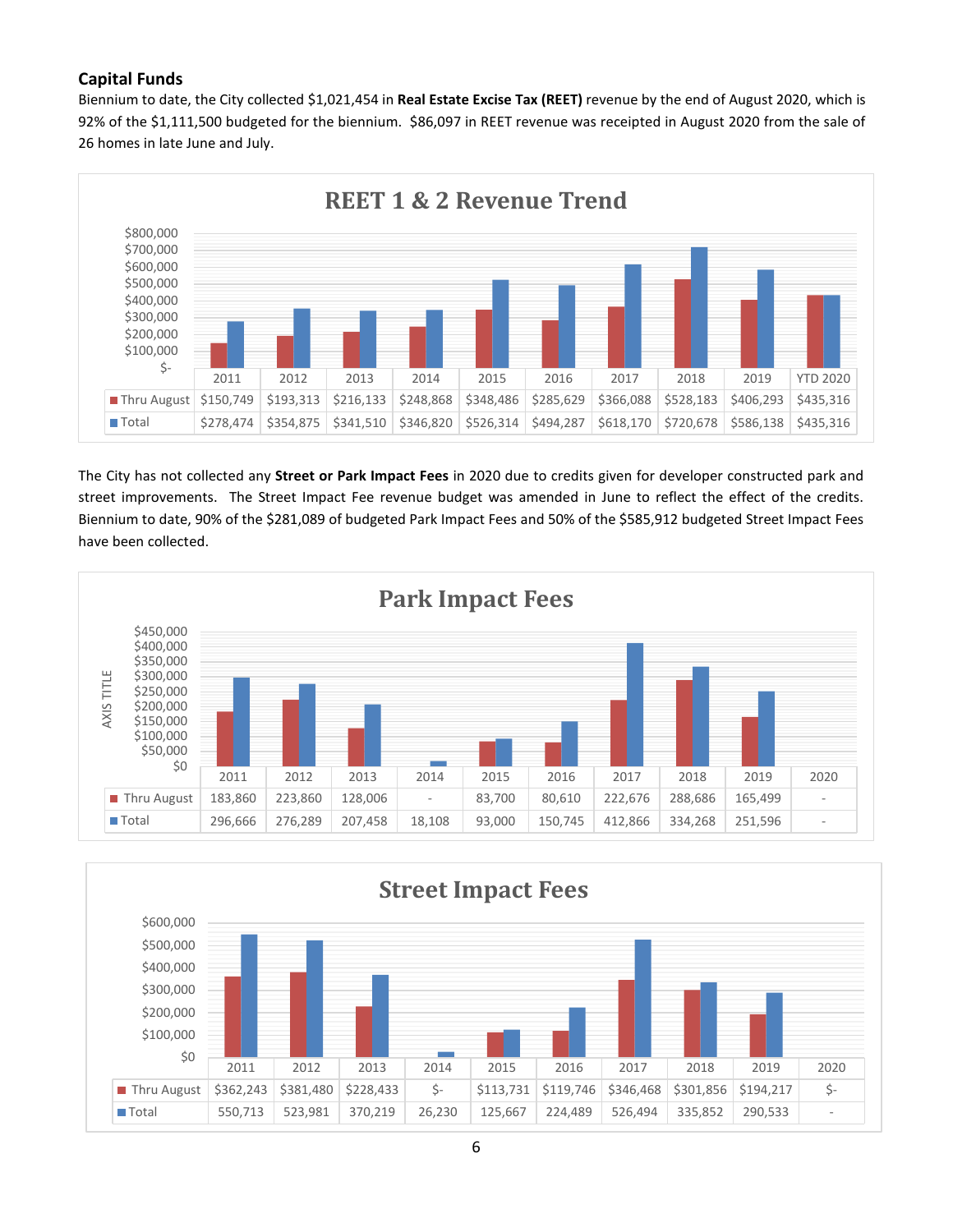## Capital Funds

Biennium to date, the City collected $1,021,454 in **Real Estate Excise Tax (REET)** revenue by the end of August 2020, which is 92% of the $1,111,500 budgeted for the biennium. $86,097 in REET revenue was receipted in August 2020 from the sale of 26 homes in late June and July.

**REET 1 & 2 Revenue Trend**

| | 2011 | 2012 | 2013 | 2014 | 2015 | 2016 | 2017 | 2018 | 2019 | YTD 2020 |
|---|---|---|---|---|---|---|---|---|---|---|
| Thru August | $150,749 | $193,313 | $216,133 | $248,868 | $348,486 | $285,629 | $366,088 | $528,183 | $406,293 | $435,316 |
| Total | $278,474 | $354,875 | $341,510 | $346,820 | $526,314 | $494,287 | $618,170 | $720,678 | $586,138 | $435,316 |

The City has not collected any **Street or Park Impact Fees** in 2020 due to credits given for developer constructed park and street improvements. The Street Impact Fee revenue budget was amended in June to reflect the effect of the credits. Biennium to date, 90% of the $281,089 of budgeted Park Impact Fees and 50% of the $585,912 budgeted Street Impact Fees have been collected.

**Park Impact Fees**

| | 2011 | 2012 | 2013 | 2014 | 2015 | 2016 | 2017 | 2018 | 2019 | 2020 |
|---|---|---|---|---|---|---|---|---|---|---|
| Thru August | 183,860 | 223,860 | 128,006 | - | 83,700 | 80,610 | 222,676 | 288,686 | 165,499 | - |
| Total | 296,666 | 276,289 | 207,458 | 18,108 | 93,000 | 150,745 | 412,866 | 334,268 | 251,596 | - |

**Street Impact Fees**

| | 2011 | 2012 | 2013 | 2014 | 2015 | 2016 | 2017 | 2018 | 2019 | 2020 |
|---|---|---|---|---|---|---|---|---|---|---|
| Thru August | $362,243 | $381,480 | $228,433 | $- | $113,731 | $119,746 | $346,468 | $301,856 | $194,217 | $- |
| Total | 550,713 | 523,981 | 370,219 | 26,230 | 125,667 | 224,489 | 526,494 | 335,852 | 290,533 | - |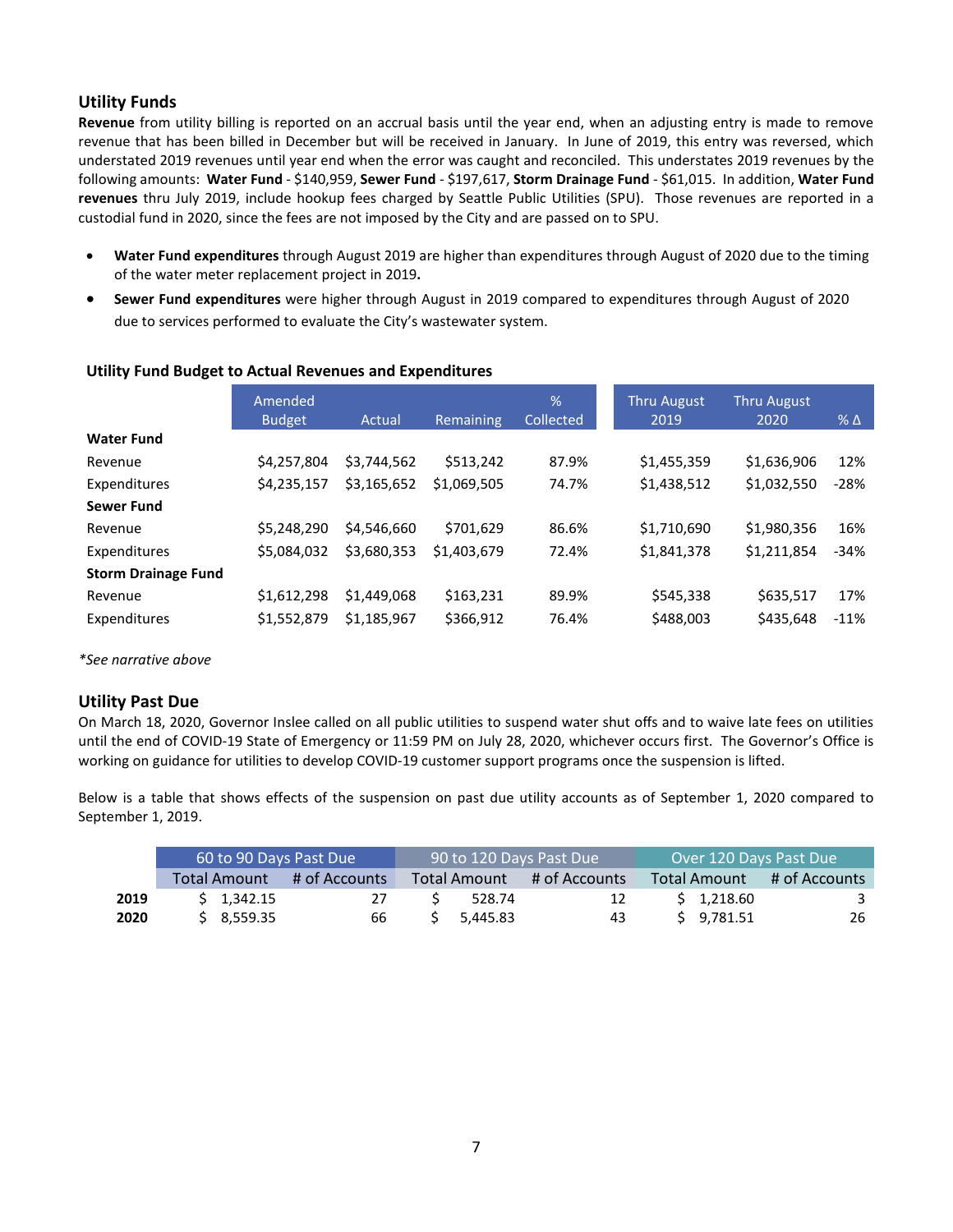## Utility Funds

**Revenue** from utility billing is reported on an accrual basis until the year end, when an adjusting entry is made to remove revenue that has been billed in December but will be received in January. In June of 2019, this entry was reversed, which understated 2019 revenues until year end when the error was caught and reconciled. This understates 2019 revenues by the following amounts: **Water Fund** - $140,959, **Sewer Fund** - $197,617, **Storm Drainage Fund** - $61,015. In addition, **Water Fund revenues** thru July 2019, include hookup fees charged by Seattle Public Utilities (SPU). Those revenues are reported in a custodial fund in 2020, since the fees are not imposed by the City and are passed on to SPU.

- **Water Fund expenditures** through August 2019 are higher than expenditures through August of 2020 due to the timing of the water meter replacement project in 2019**.**
- **Sewer Fund expenditures** were higher through August in 2019 compared to expenditures through August of 2020 due to services performed to evaluate the City's wastewater system.

### Utility Fund Budget to Actual Revenues and Expenditures

| | Amended Budget | Actual | Remaining | % Collected | Thru August 2019 | Thru August 2020 | % Δ |
|---|---|---|---|---|---|---|---|
| **Water Fund** | | | | | | | |
| Revenue | $4,257,804 | $3,744,562 | $513,242 | 87.9% | $1,455,359 | $1,636,906 | 12% |
| Expenditures | $4,235,157 | $3,165,652 | $1,069,505 | 74.7% | $1,438,512 | $1,032,550 | -28% |
| **Sewer Fund** | | | | | | | |
| Revenue | $5,248,290 | $4,546,660 | $701,629 | 86.6% | $1,710,690 | $1,980,356 | 16% |
| Expenditures | $5,084,032 | $3,680,353 | $1,403,679 | 72.4% | $1,841,378 | $1,211,854 | -34% |
| **Storm Drainage Fund** | | | | | | | |
| Revenue | $1,612,298 | $1,449,068 | $163,231 | 89.9% | $545,338 | $635,517 | 17% |
| Expenditures | $1,552,879 | $1,185,967 | $366,912 | 76.4% | $488,003 | $435,648 | -11% |

*\*See narrative above*

## Utility Past Due

On March 18, 2020, Governor Inslee called on all public utilities to suspend water shut offs and to waive late fees on utilities until the end of COVID-19 State of Emergency or 11:59 PM on July 28, 2020, whichever occurs first. The Governor's Office is working on guidance for utilities to develop COVID-19 customer support programs once the suspension is lifted.

Below is a table that shows effects of the suspension on past due utility accounts as of September 1, 2020 compared to September 1, 2019.

| | 60 to 90 Days Past Due | | 90 to 120 Days Past Due | | Over 120 Days Past Due | |
|---|---|---|---|---|---|---|
| | Total Amount | # of Accounts | Total Amount | # of Accounts | Total Amount | # of Accounts |
| **2019** | $ 1,342.15 | 27 | $ 528.74 | 12 | $ 1,218.60 | 3 |
| **2020** | $ 8,559.35 | 66 | $ 5,445.83 | 43 | $ 9,781.51 | 26 |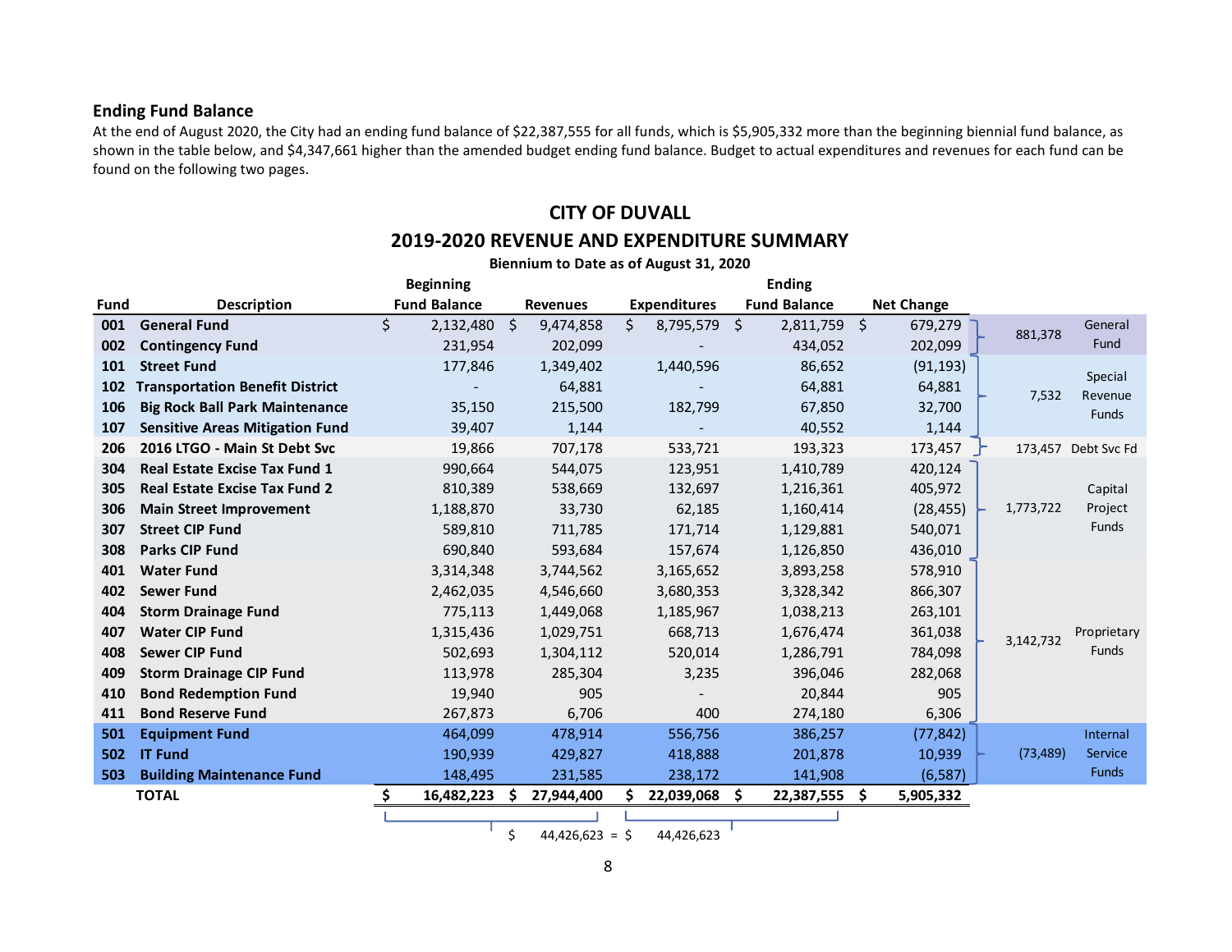## Ending Fund Balance

At the end of August 2020, the City had an ending fund balance of $22,387,555 for all funds, which is $5,905,332 more than the beginning biennial fund balance, as shown in the table below, and $4,347,661 higher than the amended budget ending fund balance. Budget to actual expenditures and revenues for each fund can be found on the following two pages.

## CITY OF DUVALL

## 2019-2020 REVENUE AND EXPENDITURE SUMMARY

**Biennium to Date as of August 31, 2020**

| Fund | Description | Beginning Fund Balance | Revenues | Expenditures | Ending Fund Balance | Net Change | Group Total | Fund Type |
|---|---|---|---|---|---|---|---|---|
| 001 | General Fund | $ 2,132,480 | $ 9,474,858 | $ 8,795,579 | $ 2,811,759 | $ 679,279 | 881,378 | General Fund |
| 002 | Contingency Fund | 231,954 | 202,099 | - | 434,052 | 202,099 | | |
| 101 | Street Fund | 177,846 | 1,349,402 | 1,440,596 | 86,652 | (91,193) | 7,532 | Special Revenue Funds |
| 102 | Transportation Benefit District | - | 64,881 | - | 64,881 | 64,881 | | |
| 106 | Big Rock Ball Park Maintenance | 35,150 | 215,500 | 182,799 | 67,850 | 32,700 | | |
| 107 | Sensitive Areas Mitigation Fund | 39,407 | 1,144 | - | 40,552 | 1,144 | | |
| 206 | 2016 LTGO - Main St Debt Svc | 19,866 | 707,178 | 533,721 | 193,323 | 173,457 | 173,457 | Debt Svc Fd |
| 304 | Real Estate Excise Tax Fund 1 | 990,664 | 544,075 | 123,951 | 1,410,789 | 420,124 | 1,773,722 | Capital Project Funds |
| 305 | Real Estate Excise Tax Fund 2 | 810,389 | 538,669 | 132,697 | 1,216,361 | 405,972 | | |
| 306 | Main Street Improvement | 1,188,870 | 33,730 | 62,185 | 1,160,414 | (28,455) | | |
| 307 | Street CIP Fund | 589,810 | 711,785 | 171,714 | 1,129,881 | 540,071 | | |
| 308 | Parks CIP Fund | 690,840 | 593,684 | 157,674 | 1,126,850 | 436,010 | | |
| 401 | Water Fund | 3,314,348 | 3,744,562 | 3,165,652 | 3,893,258 | 578,910 | 3,142,732 | Proprietary Funds |
| 402 | Sewer Fund | 2,462,035 | 4,546,660 | 3,680,353 | 3,328,342 | 866,307 | | |
| 404 | Storm Drainage Fund | 775,113 | 1,449,068 | 1,185,967 | 1,038,213 | 263,101 | | |
| 407 | Water CIP Fund | 1,315,436 | 1,029,751 | 668,713 | 1,676,474 | 361,038 | | |
| 408 | Sewer CIP Fund | 502,693 | 1,304,112 | 520,014 | 1,286,791 | 784,098 | | |
| 409 | Storm Drainage CIP Fund | 113,978 | 285,304 | 3,235 | 396,046 | 282,068 | | |
| 410 | Bond Redemption Fund | 19,940 | 905 | - | 20,844 | 905 | | |
| 411 | Bond Reserve Fund | 267,873 | 6,706 | 400 | 274,180 | 6,306 | | |
| 501 | Equipment Fund | 464,099 | 478,914 | 556,756 | 386,257 | (77,842) | (73,489) | Internal Service Funds |
| 502 | IT Fund | 190,939 | 429,827 | 418,888 | 201,878 | 10,939 | | |
| 503 | Building Maintenance Fund | 148,495 | 231,585 | 238,172 | 141,908 | (6,587) | | |
| | **TOTAL** | **$ 16,482,223** | **$ 27,944,400** | **$ 22,039,068** | **$ 22,387,555** | **$ 5,905,332** | | |

Beginning Fund Balance + Revenues: $ 44,426,623 = Expenditures + Ending Fund Balance: $ 44,426,623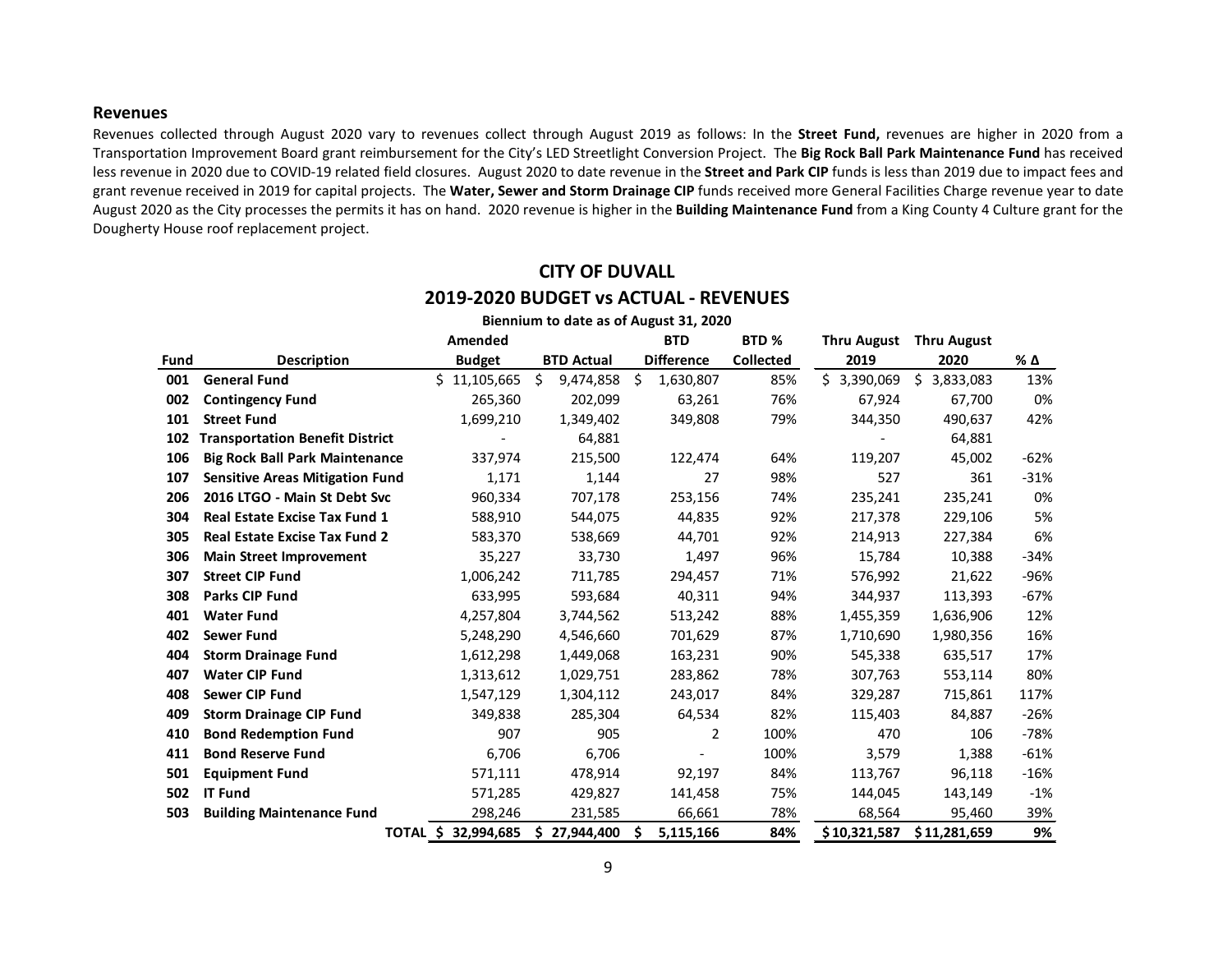## Revenues

Revenues collected through August 2020 vary to revenues collect through August 2019 as follows: In the **Street Fund,** revenues are higher in 2020 from a Transportation Improvement Board grant reimbursement for the City's LED Streetlight Conversion Project. The **Big Rock Ball Park Maintenance Fund** has received less revenue in 2020 due to COVID-19 related field closures. August 2020 to date revenue in the **Street and Park CIP** funds is less than 2019 due to impact fees and grant revenue received in 2019 for capital projects. The **Water, Sewer and Storm Drainage CIP** funds received more General Facilities Charge revenue year to date August 2020 as the City processes the permits it has on hand. 2020 revenue is higher in the **Building Maintenance Fund** from a King County 4 Culture grant for the Dougherty House roof replacement project.

# CITY OF DUVALL

## 2019-2020 BUDGET vs ACTUAL - REVENUES

**Biennium to date as of August 31, 2020**

| Fund | Description | Amended Budget | BTD Actual | BTD Difference | BTD % Collected | Thru August 2019 | Thru August 2020 | % Δ |
|---|---|---|---|---|---|---|---|---|
| **001** | **General Fund** | $ 11,105,665 | $ 9,474,858 | $ 1,630,807 | 85% | $ 3,390,069 | $ 3,833,083 | 13% |
| **002** | **Contingency Fund** | 265,360 | 202,099 | 63,261 | 76% | 67,924 | 67,700 | 0% |
| **101** | **Street Fund** | 1,699,210 | 1,349,402 | 349,808 | 79% | 344,350 | 490,637 | 42% |
| **102** | **Transportation Benefit District** | - | 64,881 | | | - | 64,881 | |
| **106** | **Big Rock Ball Park Maintenance** | 337,974 | 215,500 | 122,474 | 64% | 119,207 | 45,002 | -62% |
| **107** | **Sensitive Areas Mitigation Fund** | 1,171 | 1,144 | 27 | 98% | 527 | 361 | -31% |
| **206** | **2016 LTGO - Main St Debt Svc** | 960,334 | 707,178 | 253,156 | 74% | 235,241 | 235,241 | 0% |
| **304** | **Real Estate Excise Tax Fund 1** | 588,910 | 544,075 | 44,835 | 92% | 217,378 | 229,106 | 5% |
| **305** | **Real Estate Excise Tax Fund 2** | 583,370 | 538,669 | 44,701 | 92% | 214,913 | 227,384 | 6% |
| **306** | **Main Street Improvement** | 35,227 | 33,730 | 1,497 | 96% | 15,784 | 10,388 | -34% |
| **307** | **Street CIP Fund** | 1,006,242 | 711,785 | 294,457 | 71% | 576,992 | 21,622 | -96% |
| **308** | **Parks CIP Fund** | 633,995 | 593,684 | 40,311 | 94% | 344,937 | 113,393 | -67% |
| **401** | **Water Fund** | 4,257,804 | 3,744,562 | 513,242 | 88% | 1,455,359 | 1,636,906 | 12% |
| **402** | **Sewer Fund** | 5,248,290 | 4,546,660 | 701,629 | 87% | 1,710,690 | 1,980,356 | 16% |
| **404** | **Storm Drainage Fund** | 1,612,298 | 1,449,068 | 163,231 | 90% | 545,338 | 635,517 | 17% |
| **407** | **Water CIP Fund** | 1,313,612 | 1,029,751 | 283,862 | 78% | 307,763 | 553,114 | 80% |
| **408** | **Sewer CIP Fund** | 1,547,129 | 1,304,112 | 243,017 | 84% | 329,287 | 715,861 | 117% |
| **409** | **Storm Drainage CIP Fund** | 349,838 | 285,304 | 64,534 | 82% | 115,403 | 84,887 | -26% |
| **410** | **Bond Redemption Fund** | 907 | 905 | 2 | 100% | 470 | 106 | -78% |
| **411** | **Bond Reserve Fund** | 6,706 | 6,706 | - | 100% | 3,579 | 1,388 | -61% |
| **501** | **Equipment Fund** | 571,111 | 478,914 | 92,197 | 84% | 113,767 | 96,118 | -16% |
| **502** | **IT Fund** | 571,285 | 429,827 | 141,458 | 75% | 144,045 | 143,149 | -1% |
| **503** | **Building Maintenance Fund** | 298,246 | 231,585 | 66,661 | 78% | 68,564 | 95,460 | 39% |
| | **TOTAL** | **$ 32,994,685** | **$ 27,944,400** | **$ 5,115,166** | **84%** | **$ 10,321,587** | **$ 11,281,659** | **9%** |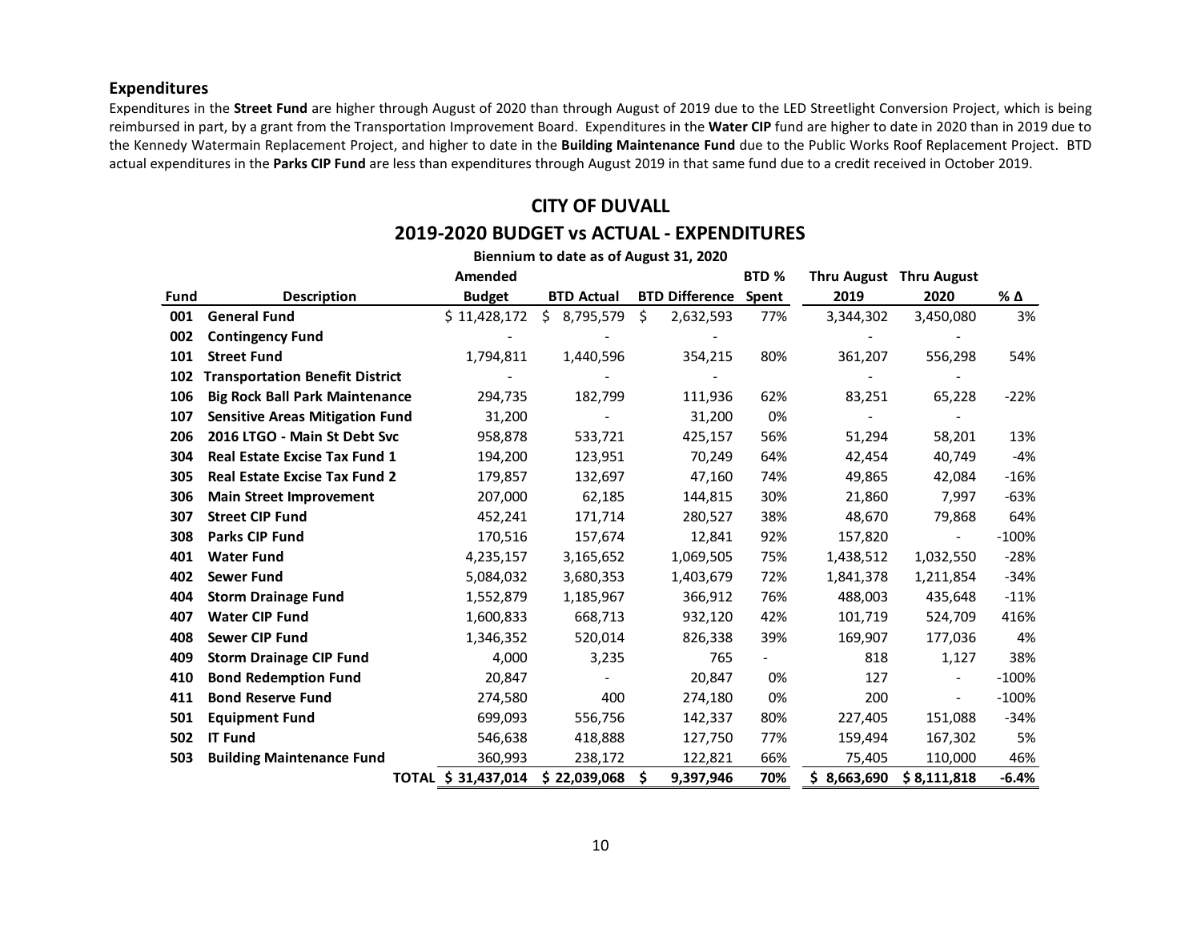### Expenditures

Expenditures in the **Street Fund** are higher through August of 2020 than through August of 2019 due to the LED Streetlight Conversion Project, which is being reimbursed in part, by a grant from the Transportation Improvement Board. Expenditures in the **Water CIP** fund are higher to date in 2020 than in 2019 due to the Kennedy Watermain Replacement Project, and higher to date in the **Building Maintenance Fund** due to the Public Works Roof Replacement Project. BTD actual expenditures in the **Parks CIP Fund** are less than expenditures through August 2019 in that same fund due to a credit received in October 2019.

## CITY OF DUVALL

## 2019-2020 BUDGET vs ACTUAL - EXPENDITURES

**Biennium to date as of August 31, 2020**

| Fund | Description | Amended Budget | BTD Actual | BTD Difference | BTD % Spent | Thru August 2019 | Thru August 2020 | % Δ |
|---|---|---|---|---|---|---|---|---|
| 001 | General Fund | $ 11,428,172 | $ 8,795,579 | $ 2,632,593 | 77% | 3,344,302 | 3,450,080 | 3% |
| 002 | Contingency Fund | - | - | - | | - | - | |
| 101 | Street Fund | 1,794,811 | 1,440,596 | 354,215 | 80% | 361,207 | 556,298 | 54% |
| 102 | Transportation Benefit District | - | - | - | | - | - | |
| 106 | Big Rock Ball Park Maintenance | 294,735 | 182,799 | 111,936 | 62% | 83,251 | 65,228 | -22% |
| 107 | Sensitive Areas Mitigation Fund | 31,200 | - | 31,200 | 0% | - | - | |
| 206 | 2016 LTGO - Main St Debt Svc | 958,878 | 533,721 | 425,157 | 56% | 51,294 | 58,201 | 13% |
| 304 | Real Estate Excise Tax Fund 1 | 194,200 | 123,951 | 70,249 | 64% | 42,454 | 40,749 | -4% |
| 305 | Real Estate Excise Tax Fund 2 | 179,857 | 132,697 | 47,160 | 74% | 49,865 | 42,084 | -16% |
| 306 | Main Street Improvement | 207,000 | 62,185 | 144,815 | 30% | 21,860 | 7,997 | -63% |
| 307 | Street CIP Fund | 452,241 | 171,714 | 280,527 | 38% | 48,670 | 79,868 | 64% |
| 308 | Parks CIP Fund | 170,516 | 157,674 | 12,841 | 92% | 157,820 | - | -100% |
| 401 | Water Fund | 4,235,157 | 3,165,652 | 1,069,505 | 75% | 1,438,512 | 1,032,550 | -28% |
| 402 | Sewer Fund | 5,084,032 | 3,680,353 | 1,403,679 | 72% | 1,841,378 | 1,211,854 | -34% |
| 404 | Storm Drainage Fund | 1,552,879 | 1,185,967 | 366,912 | 76% | 488,003 | 435,648 | -11% |
| 407 | Water CIP Fund | 1,600,833 | 668,713 | 932,120 | 42% | 101,719 | 524,709 | 416% |
| 408 | Sewer CIP Fund | 1,346,352 | 520,014 | 826,338 | 39% | 169,907 | 177,036 | 4% |
| 409 | Storm Drainage CIP Fund | 4,000 | 3,235 | 765 | - | 818 | 1,127 | 38% |
| 410 | Bond Redemption Fund | 20,847 | - | 20,847 | 0% | 127 | - | -100% |
| 411 | Bond Reserve Fund | 274,580 | 400 | 274,180 | 0% | 200 | - | -100% |
| 501 | Equipment Fund | 699,093 | 556,756 | 142,337 | 80% | 227,405 | 151,088 | -34% |
| 502 | IT Fund | 546,638 | 418,888 | 127,750 | 77% | 159,494 | 167,302 | 5% |
| 503 | Building Maintenance Fund | 360,993 | 238,172 | 122,821 | 66% | 75,405 | 110,000 | 46% |
| | TOTAL | $ 31,437,014 | $ 22,039,068 | $ 9,397,946 | 70% | $ 8,663,690 | $ 8,111,818 | -6.4% |